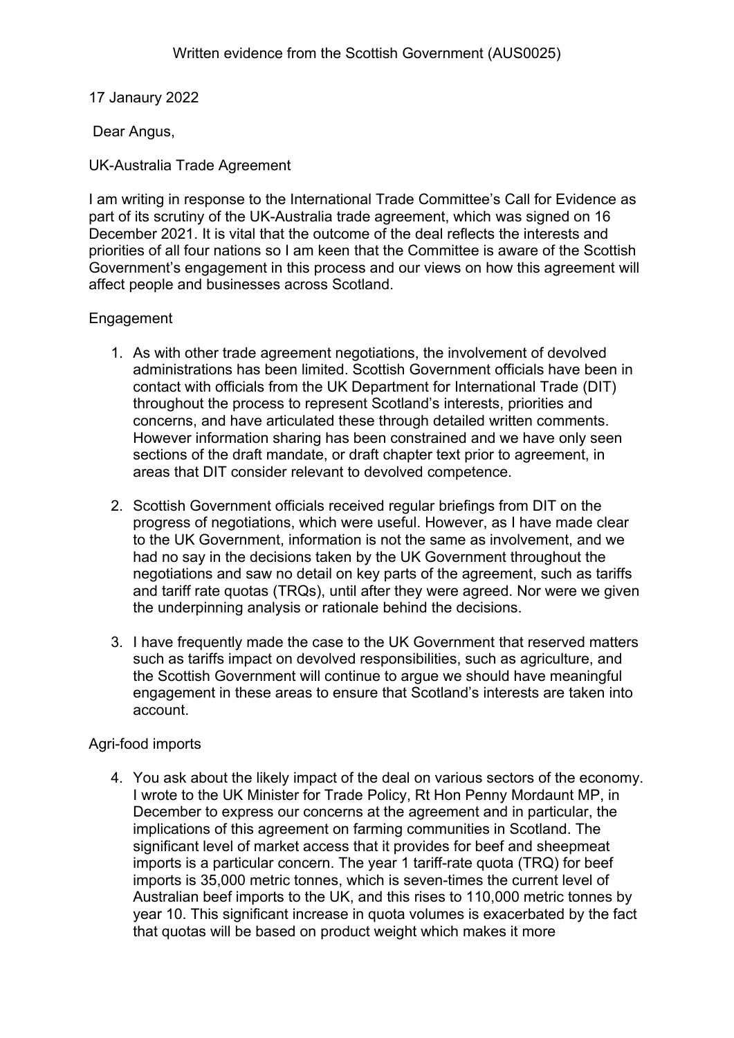Written evidence from the Scottish Government (AUS0025)

17 Janaury 2022

Dear Angus,

UK-Australia Trade Agreement

I am writing in response to the International Trade Committee's Call for Evidence as part of its scrutiny of the UK-Australia trade agreement, which was signed on 16 December 2021. It is vital that the outcome of the deal reflects the interests and priorities of all four nations so I am keen that the Committee is aware of the Scottish Government's engagement in this process and our views on how this agreement will affect people and businesses across Scotland.

Engagement

1. As with other trade agreement negotiations, the involvement of devolved administrations has been limited. Scottish Government officials have been in contact with officials from the UK Department for International Trade (DIT) throughout the process to represent Scotland's interests, priorities and concerns, and have articulated these through detailed written comments. However information sharing has been constrained and we have only seen sections of the draft mandate, or draft chapter text prior to agreement, in areas that DIT consider relevant to devolved competence.

2. Scottish Government officials received regular briefings from DIT on the progress of negotiations, which were useful. However, as I have made clear to the UK Government, information is not the same as involvement, and we had no say in the decisions taken by the UK Government throughout the negotiations and saw no detail on key parts of the agreement, such as tariffs and tariff rate quotas (TRQs), until after they were agreed. Nor were we given the underpinning analysis or rationale behind the decisions.

3. I have frequently made the case to the UK Government that reserved matters such as tariffs impact on devolved responsibilities, such as agriculture, and the Scottish Government will continue to argue we should have meaningful engagement in these areas to ensure that Scotland's interests are taken into account.

Agri-food imports

4. You ask about the likely impact of the deal on various sectors of the economy. I wrote to the UK Minister for Trade Policy, Rt Hon Penny Mordaunt MP, in December to express our concerns at the agreement and in particular, the implications of this agreement on farming communities in Scotland. The significant level of market access that it provides for beef and sheepmeat imports is a particular concern. The year 1 tariff-rate quota (TRQ) for beef imports is 35,000 metric tonnes, which is seven-times the current level of Australian beef imports to the UK, and this rises to 110,000 metric tonnes by year 10. This significant increase in quota volumes is exacerbated by the fact that quotas will be based on product weight which makes it more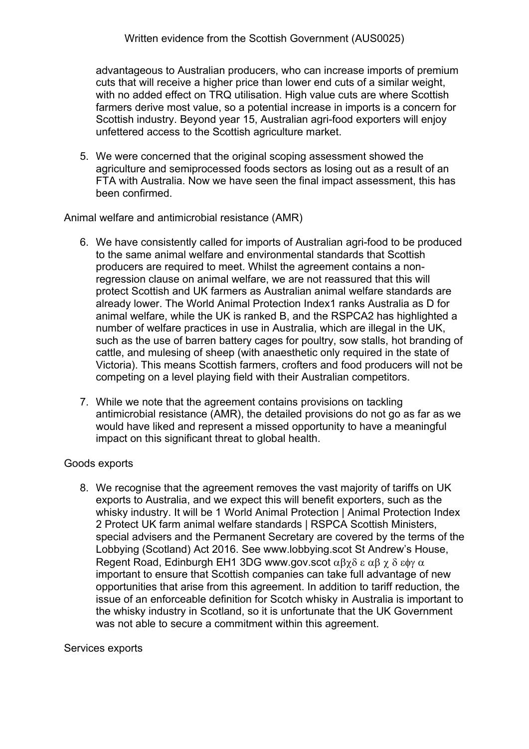advantageous to Australian producers, who can increase imports of premium cuts that will receive a higher price than lower end cuts of a similar weight, with no added effect on TRQ utilisation. High value cuts are where Scottish farmers derive most value, so a potential increase in imports is a concern for Scottish industry. Beyond year 15, Australian agri-food exporters will enjoy unfettered access to the Scottish agriculture market.

5. We were concerned that the original scoping assessment showed the agriculture and semiprocessed foods sectors as losing out as a result of an FTA with Australia. Now we have seen the final impact assessment, this has been confirmed.

Animal welfare and antimicrobial resistance (AMR)

6. We have consistently called for imports of Australian agri-food to be produced to the same animal welfare and environmental standards that Scottish producers are required to meet. Whilst the agreement contains a non-regression clause on animal welfare, we are not reassured that this will protect Scottish and UK farmers as Australian animal welfare standards are already lower. The World Animal Protection Index[1] ranks Australia as D for animal welfare, while the UK is ranked B, and the RSPCA[2] has highlighted a number of welfare practices in use in Australia, which are illegal in the UK, such as the use of barren battery cages for poultry, sow stalls, hot branding of cattle, and mulesing of sheep (with anaesthetic only required in the state of Victoria). This means Scottish farmers, crofters and food producers will not be competing on a level playing field with their Australian competitors.

7. While we note that the agreement contains provisions on tackling antimicrobial resistance (AMR), the detailed provisions do not go as far as we would have liked and represent a missed opportunity to have a meaningful impact on this significant threat to global health.

Goods exports

8. We recognise that the agreement removes the vast majority of tariffs on UK exports to Australia, and we expect this will benefit exporters, such as the whisky industry. It will be important to ensure that Scottish companies can take full advantage of new opportunities that arise from this agreement. In addition to tariff reduction, the issue of an enforceable definition for Scotch whisky in Australia is important to the whisky industry in Scotland, so it is unfortunate that the UK Government was not able to secure a commitment within this agreement.

Services exports

[1] World Animal Protection | Animal Protection Index

[2] Protect UK farm animal welfare standards | RSPCA

Scottish Ministers, special advisers and the Permanent Secretary are covered by the terms of the Lobbying (Scotland) Act 2016. See www.lobbying.scot

St Andrew's House, Regent Road, Edinburgh EH1 3DG www.gov.scot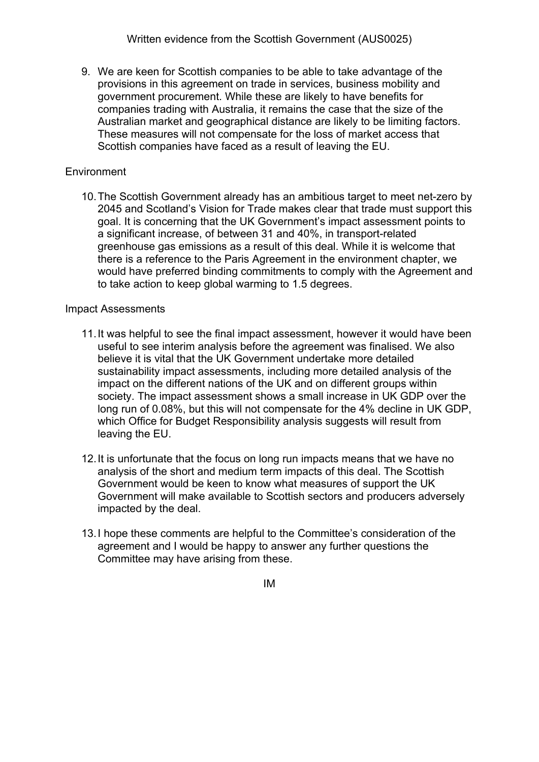9. We are keen for Scottish companies to be able to take advantage of the provisions in this agreement on trade in services, business mobility and government procurement. While these are likely to have benefits for companies trading with Australia, it remains the case that the size of the Australian market and geographical distance are likely to be limiting factors. These measures will not compensate for the loss of market access that Scottish companies have faced as a result of leaving the EU.

Environment

10. The Scottish Government already has an ambitious target to meet net-zero by 2045 and Scotland's Vision for Trade makes clear that trade must support this goal. It is concerning that the UK Government's impact assessment points to a significant increase, of between 31 and 40%, in transport-related greenhouse gas emissions as a result of this deal. While it is welcome that there is a reference to the Paris Agreement in the environment chapter, we would have preferred binding commitments to comply with the Agreement and to take action to keep global warming to 1.5 degrees.

Impact Assessments

11. It was helpful to see the final impact assessment, however it would have been useful to see interim analysis before the agreement was finalised. We also believe it is vital that the UK Government undertake more detailed sustainability impact assessments, including more detailed analysis of the impact on the different nations of the UK and on different groups within society. The impact assessment shows a small increase in UK GDP over the long run of 0.08%, but this will not compensate for the 4% decline in UK GDP, which Office for Budget Responsibility analysis suggests will result from leaving the EU.

12. It is unfortunate that the focus on long run impacts means that we have no analysis of the short and medium term impacts of this deal. The Scottish Government would be keen to know what measures of support the UK Government will make available to Scottish sectors and producers adversely impacted by the deal.

13. I hope these comments are helpful to the Committee's consideration of the agreement and I would be happy to answer any further questions the Committee may have arising from these.

IM